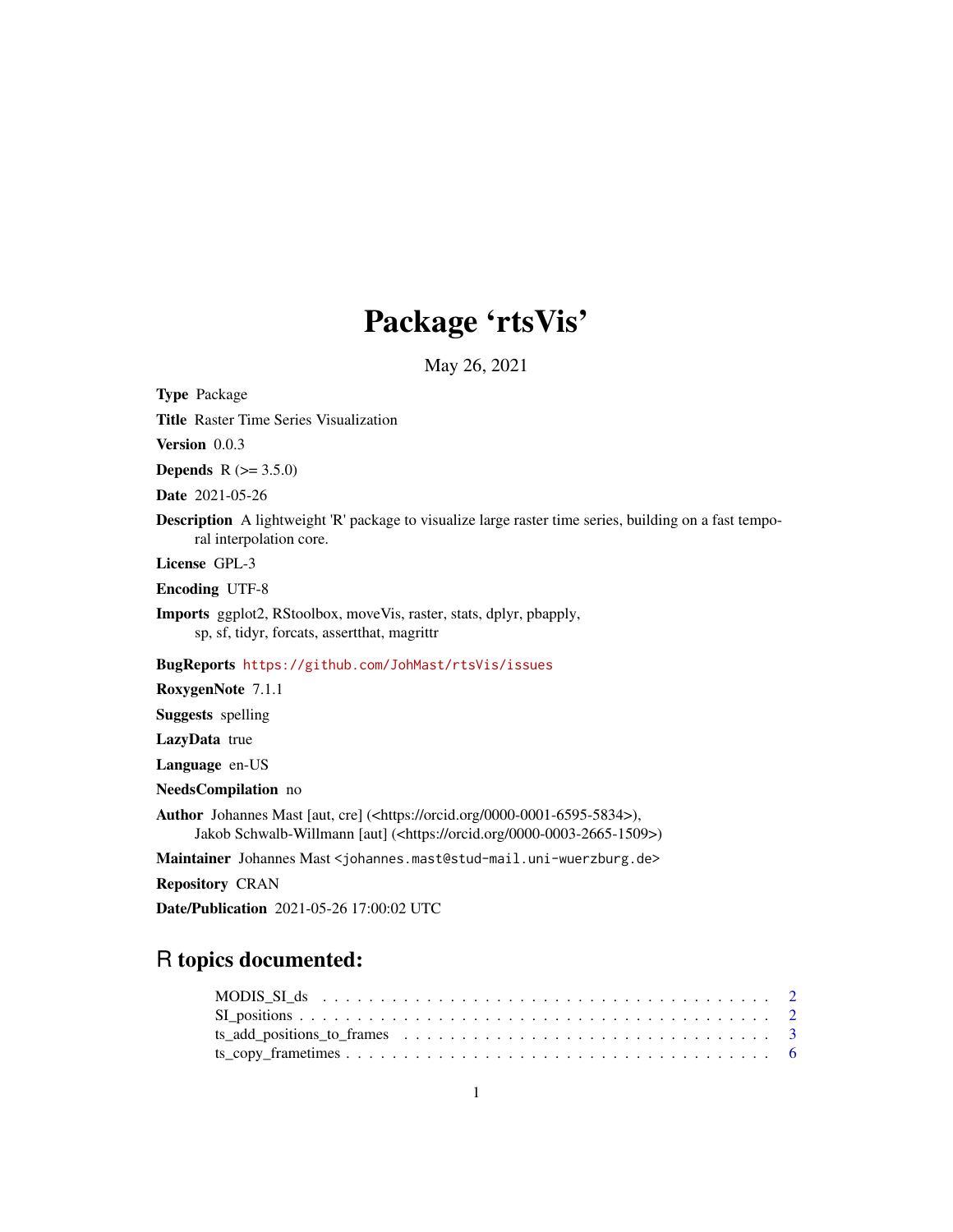# Package 'rtsVis'

May 26, 2021

**Type** Package

**Title** Raster Time Series Visualization

**Version** 0.0.3

**Depends** R (>= 3.5.0)

**Date** 2021-05-26

**Description** A lightweight 'R' package to visualize large raster time series, building on a fast temporal interpolation core.

**License** GPL-3

**Encoding** UTF-8

**Imports** ggplot2, RStoolbox, moveVis, raster, stats, dplyr, pbapply, sp, sf, tidyr, forcats, assertthat, magrittr

**BugReports** https://github.com/JohMast/rtsVis/issues

**RoxygenNote** 7.1.1

**Suggests** spelling

**LazyData** true

**Language** en-US

**NeedsCompilation** no

**Author** Johannes Mast [aut, cre] (<https://orcid.org/0000-0001-6595-5834>), Jakob Schwalb-Willmann [aut] (<https://orcid.org/0000-0003-2665-1509>)

**Maintainer** Johannes Mast <johannes.mast@stud-mail.uni-wuerzburg.de>

**Repository** CRAN

**Date/Publication** 2021-05-26 17:00:02 UTC

## R topics documented:

MODIS_SI_ds . . . . . . . . . . . . . . . . . . . . . . . . . . . . . . . . . . . . . . . 2
SI_positions . . . . . . . . . . . . . . . . . . . . . . . . . . . . . . . . . . . . . . . . 2
ts_add_positions_to_frames . . . . . . . . . . . . . . . . . . . . . . . . . . . . . . . . 3
ts_copy_frametimes . . . . . . . . . . . . . . . . . . . . . . . . . . . . . . . . . . . . 6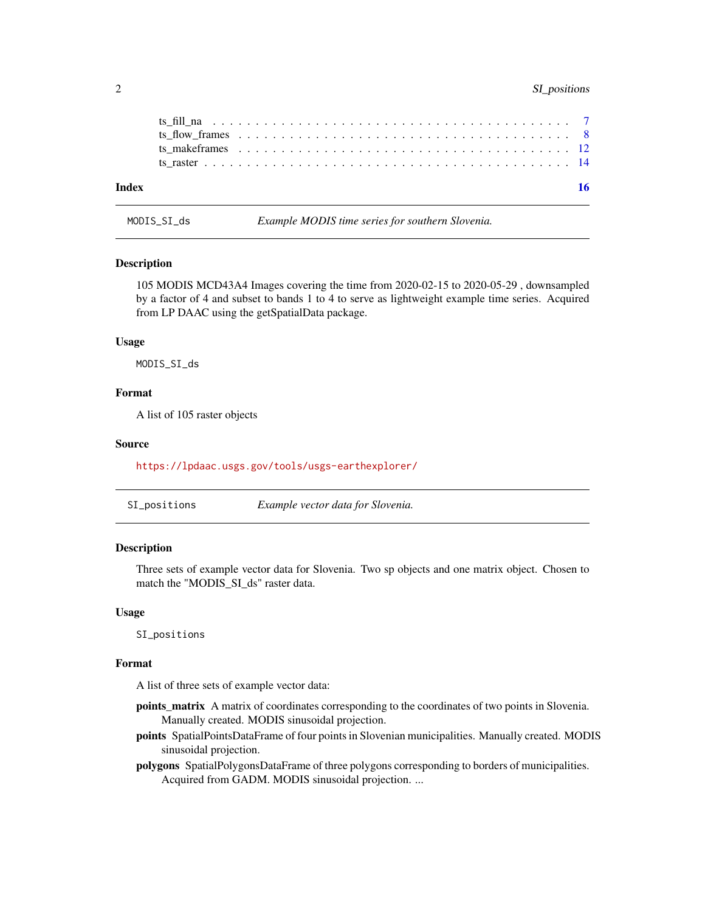ts_fill_na . . . . . . . . . . . . . . . . . . . . . . . . . . . . . . . . . . . . . . . . 7
ts_flow_frames . . . . . . . . . . . . . . . . . . . . . . . . . . . . . . . . . . . . . 8
ts_makeframes . . . . . . . . . . . . . . . . . . . . . . . . . . . . . . . . . . . . . . 12
ts_raster . . . . . . . . . . . . . . . . . . . . . . . . . . . . . . . . . . . . . . . . . 14

**Index** **16**

---

`MODIS_SI_ds` *Example MODIS time series for southern Slovenia.*

---

### Description

105 MODIS MCD43A4 Images covering the time from 2020-02-15 to 2020-05-29 , downsampled by a factor of 4 and subset to bands 1 to 4 to serve as lightweight example time series. Acquired from LP DAAC using the getSpatialData package.

### Usage

```
MODIS_SI_ds
```

### Format

A list of 105 raster objects

### Source

https://lpdaac.usgs.gov/tools/usgs-earthexplorer/

---

`SI_positions` *Example vector data for Slovenia.*

---

### Description

Three sets of example vector data for Slovenia. Two sp objects and one matrix object. Chosen to match the "MODIS_SI_ds" raster data.

### Usage

```
SI_positions
```

### Format

A list of three sets of example vector data:

**points_matrix** A matrix of coordinates corresponding to the coordinates of two points in Slovenia. Manually created. MODIS sinusoidal projection.

**points** SpatialPointsDataFrame of four points in Slovenian municipalities. Manually created. MODIS sinusoidal projection.

**polygons** SpatialPolygonsDataFrame of three polygons corresponding to borders of municipalities. Acquired from GADM. MODIS sinusoidal projection. ...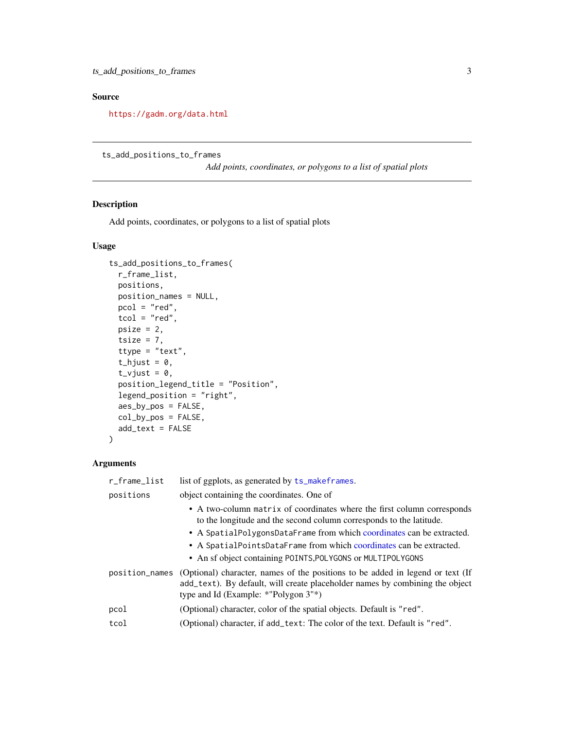## Source

https://gadm.org/data.html

---

`ts_add_positions_to_frames` *Add points, coordinates, or polygons to a list of spatial plots*

---

### Description

Add points, coordinates, or polygons to a list of spatial plots

### Usage

```
ts_add_positions_to_frames(
  r_frame_list,
  positions,
  position_names = NULL,
  pcol = "red",
  tcol = "red",
  psize = 2,
  tsize = 7,
  ttype = "text",
  t_hjust = 0,
  t_vjust = 0,
  position_legend_title = "Position",
  legend_position = "right",
  aes_by_pos = FALSE,
  col_by_pos = FALSE,
  add_text = FALSE
)
```

### Arguments

| | |
|---|---|
| `r_frame_list` | list of ggplots, as generated by `ts_makeframes`. |
| `positions` | object containing the coordinates. One of<br>• A two-column `matrix` of coordinates where the first column corresponds to the longitude and the second column corresponds to the latitude.<br>• A `SpatialPolygonsDataFrame` from which coordinates can be extracted.<br>• A `SpatialPointsDataFrame` from which coordinates can be extracted.<br>• An sf object containing `POINTS`,`POLYGONS` or `MULTIPOLYGONS` |
| `position_names` | (Optional) character, names of the positions to be added in legend or text (If `add_text`). By default, will create placeholder names by combining the object type and Id (Example: *"Polygon 3"*) |
| `pcol` | (Optional) character, color of the spatial objects. Default is `"red"`. |
| `tcol` | (Optional) character, if `add_text`: The color of the text. Default is `"red"`. |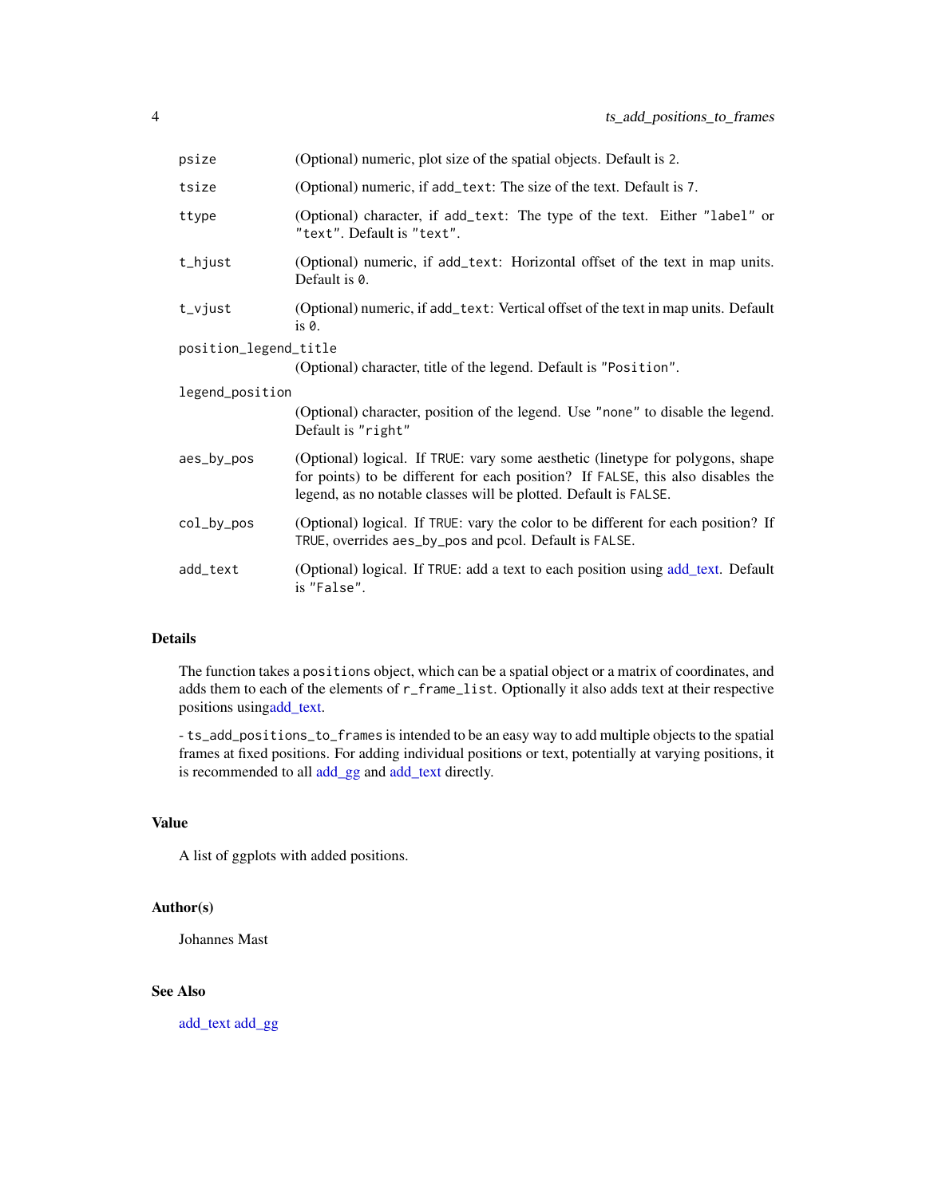| | |
|---|---|
| `psize` | (Optional) numeric, plot size of the spatial objects. Default is 2. |
| `tsize` | (Optional) numeric, if `add_text`: The size of the text. Default is 7. |
| `ttype` | (Optional) character, if `add_text`: The type of the text. Either "label" or "text". Default is "text". |
| `t_hjust` | (Optional) numeric, if `add_text`: Horizontal offset of the text in map units. Default is 0. |
| `t_vjust` | (Optional) numeric, if `add_text`: Vertical offset of the text in map units. Default is 0. |
| `position_legend_title` | (Optional) character, title of the legend. Default is "Position". |
| `legend_position` | (Optional) character, position of the legend. Use "none" to disable the legend. Default is "right" |
| `aes_by_pos` | (Optional) logical. If TRUE: vary some aesthetic (linetype for polygons, shape for points) to be different for each position? If FALSE, this also disables the legend, as no notable classes will be plotted. Default is FALSE. |
| `col_by_pos` | (Optional) logical. If TRUE: vary the color to be different for each position? If TRUE, overrides aes_by_pos and pcol. Default is FALSE. |
| `add_text` | (Optional) logical. If TRUE: add a text to each position using add_text. Default is "False". |

## Details

The function takes a `positions` object, which can be a spatial object or a matrix of coordinates, and adds them to each of the elements of `r_frame_list`. Optionally it also adds text at their respective positions usingadd_text.

- `ts_add_positions_to_frames` is intended to be an easy way to add multiple objects to the spatial frames at fixed positions. For adding individual positions or text, potentially at varying positions, it is recommended to all add_gg and add_text directly.

## Value

A list of ggplots with added positions.

## Author(s)

Johannes Mast

## See Also

add_text add_gg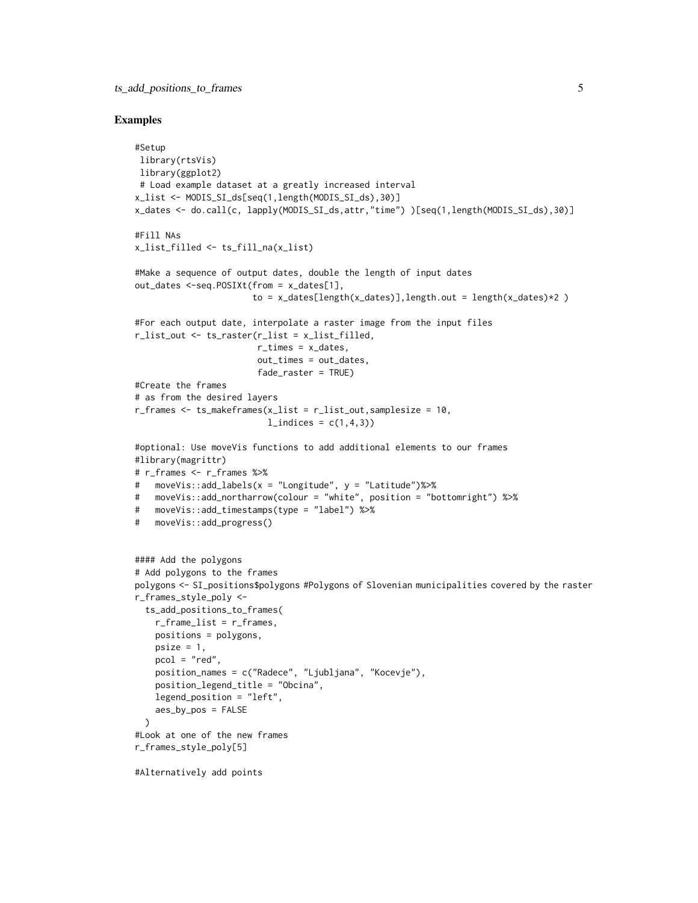## Examples

```
#Setup
 library(rtsVis)
 library(ggplot2)
 # Load example dataset at a greatly increased interval
x_list <- MODIS_SI_ds[seq(1,length(MODIS_SI_ds),30)]
x_dates <- do.call(c, lapply(MODIS_SI_ds,attr,"time") )[seq(1,length(MODIS_SI_ds),30)]

#Fill NAs
x_list_filled <- ts_fill_na(x_list)

#Make a sequence of output dates, double the length of input dates
out_dates <-seq.POSIXt(from = x_dates[1],
                       to = x_dates[length(x_dates)],length.out = length(x_dates)*2 )

#For each output date, interpolate a raster image from the input files
r_list_out <- ts_raster(r_list = x_list_filled,
                        r_times = x_dates,
                        out_times = out_dates,
                        fade_raster = TRUE)
#Create the frames
# as from the desired layers
r_frames <- ts_makeframes(x_list = r_list_out,samplesize = 10,
                          l_indices = c(1,4,3))

#optional: Use moveVis functions to add additional elements to our frames
#library(magrittr)
# r_frames <- r_frames %>%
#   moveVis::add_labels(x = "Longitude", y = "Latitude")%>%
#   moveVis::add_northarrow(colour = "white", position = "bottomright") %>%
#   moveVis::add_timestamps(type = "label") %>%
#   moveVis::add_progress()


#### Add the polygons
# Add polygons to the frames
polygons <- SI_positions$polygons #Polygons of Slovenian municipalities covered by the raster
r_frames_style_poly <-
  ts_add_positions_to_frames(
    r_frame_list = r_frames,
    positions = polygons,
    psize = 1,
    pcol = "red",
    position_names = c("Radece", "Ljubljana", "Kocevje"),
    position_legend_title = "Obcina",
    legend_position = "left",
    aes_by_pos = FALSE
  )
#Look at one of the new frames
r_frames_style_poly[5]

#Alternatively add points
```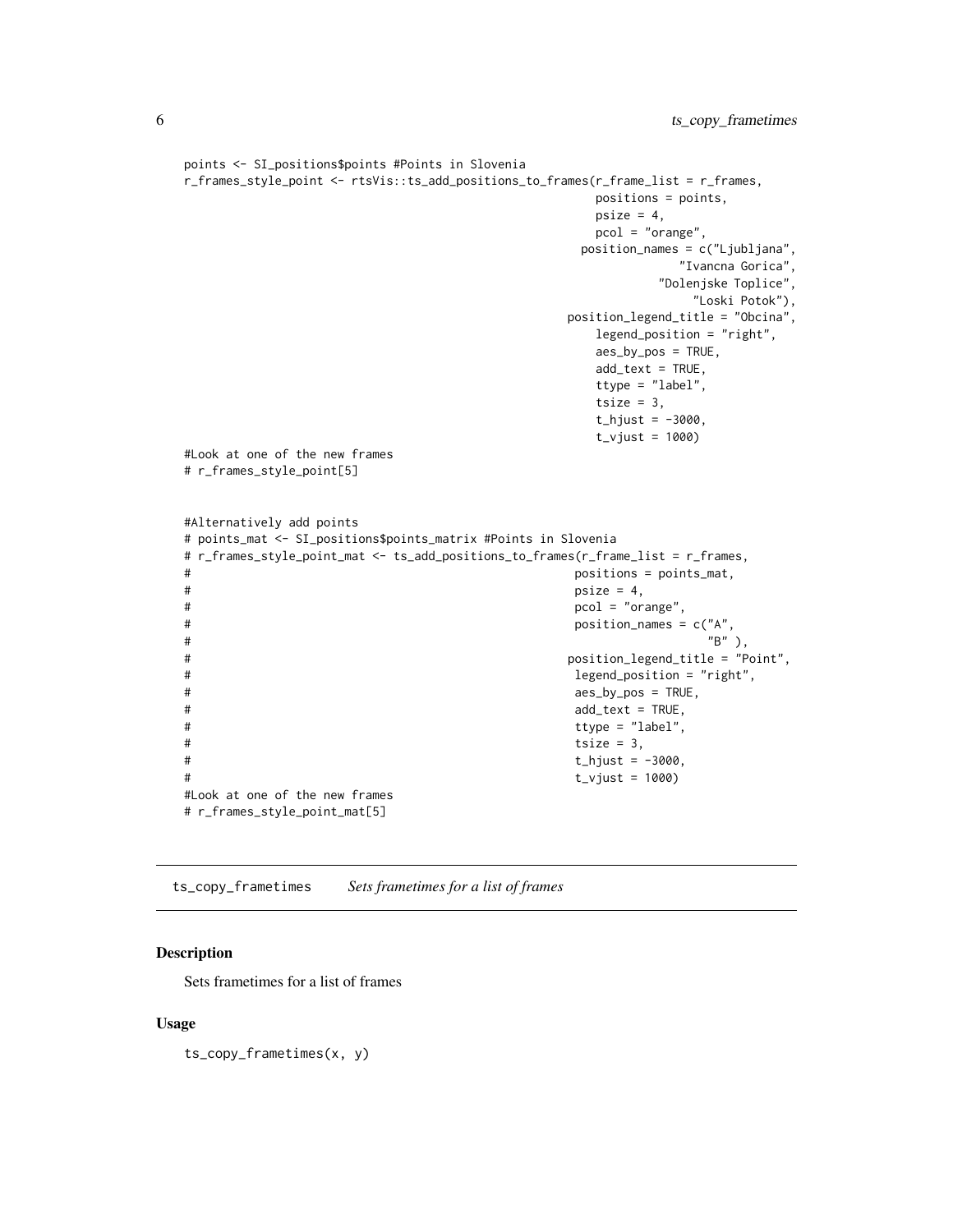```
points <- SI_positions$points #Points in Slovenia
r_frames_style_point <- rtsVis::ts_add_positions_to_frames(r_frame_list = r_frames,
                                                            positions = points,
                                                            psize = 4,
                                                            pcol = "orange",
                                                          position_names = c("Ljubljana",
                                                                          "Ivancna Gorica",
                                                                       "Dolenjske Toplice",
                                                                            "Loski Potok"),
                                                        position_legend_title = "Obcina",
                                                            legend_position = "right",
                                                            aes_by_pos = TRUE,
                                                            add_text = TRUE,
                                                            ttype = "label",
                                                            tsize = 3,
                                                            t_hjust = -3000,
                                                            t_vjust = 1000)
#Look at one of the new frames
# r_frames_style_point[5]


#Alternatively add points
# points_mat <- SI_positions$points_matrix #Points in Slovenia
# r_frames_style_point_mat <- ts_add_positions_to_frames(r_frame_list = r_frames,
#                                                         positions = points_mat,
#                                                         psize = 4,
#                                                         pcol = "orange",
#                                                         position_names = c("A",
#                                                                            "B" ),
#                                                        position_legend_title = "Point",
#                                                         legend_position = "right",
#                                                         aes_by_pos = TRUE,
#                                                         add_text = TRUE,
#                                                         ttype = "label",
#                                                         tsize = 3,
#                                                         t_hjust = -3000,
#                                                         t_vjust = 1000)
#Look at one of the new frames
# r_frames_style_point_mat[5]
```

## ts_copy_frametimes *Sets frametimes for a list of frames*

### Description

Sets frametimes for a list of frames

### Usage

```
ts_copy_frametimes(x, y)
```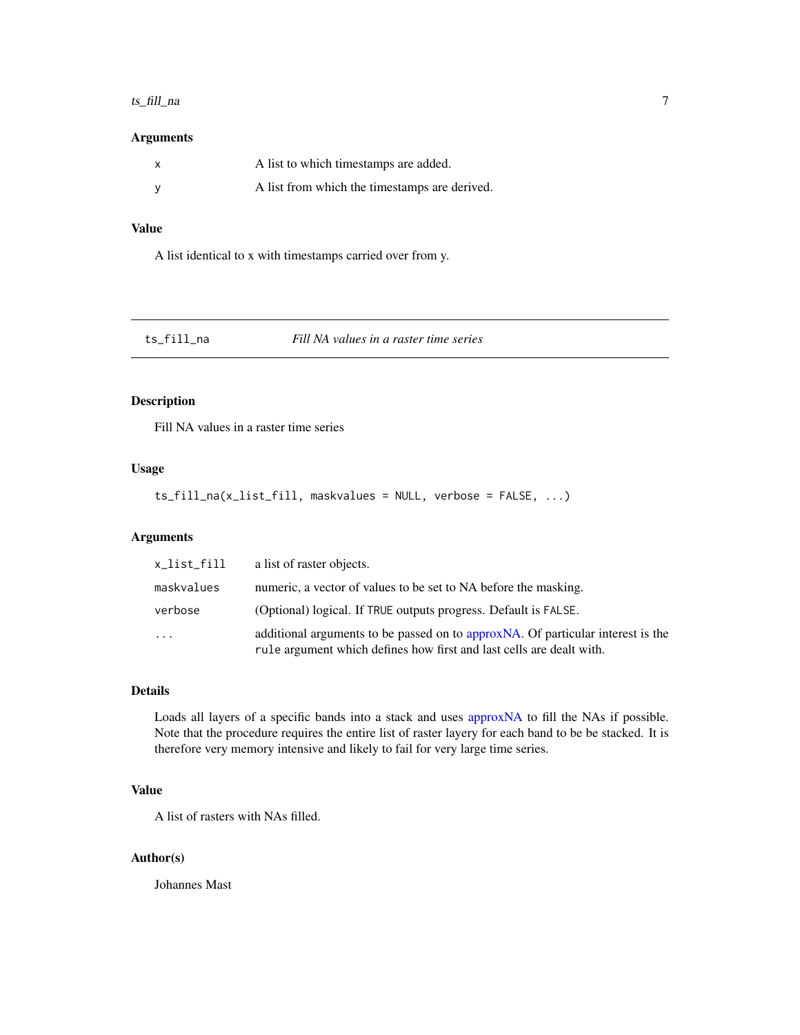### Arguments

| | |
|---|---|
| x | A list to which timestamps are added. |
| y | A list from which the timestamps are derived. |

### Value

A list identical to x with timestamps carried over from y.

---

## ts_fill_na — *Fill NA values in a raster time series*

### Description

Fill NA values in a raster time series

### Usage

```
ts_fill_na(x_list_fill, maskvalues = NULL, verbose = FALSE, ...)
```

### Arguments

| | |
|---|---|
| x_list_fill | a list of raster objects. |
| maskvalues | numeric, a vector of values to be set to NA before the masking. |
| verbose | (Optional) logical. If TRUE outputs progress. Default is FALSE. |
| ... | additional arguments to be passed on to approxNA. Of particular interest is the rule argument which defines how first and last cells are dealt with. |

### Details

Loads all layers of a specific bands into a stack and uses approxNA to fill the NAs if possible. Note that the procedure requires the entire list of raster layery for each band to be be stacked. It is therefore very memory intensive and likely to fail for very large time series.

### Value

A list of rasters with NAs filled.

### Author(s)

Johannes Mast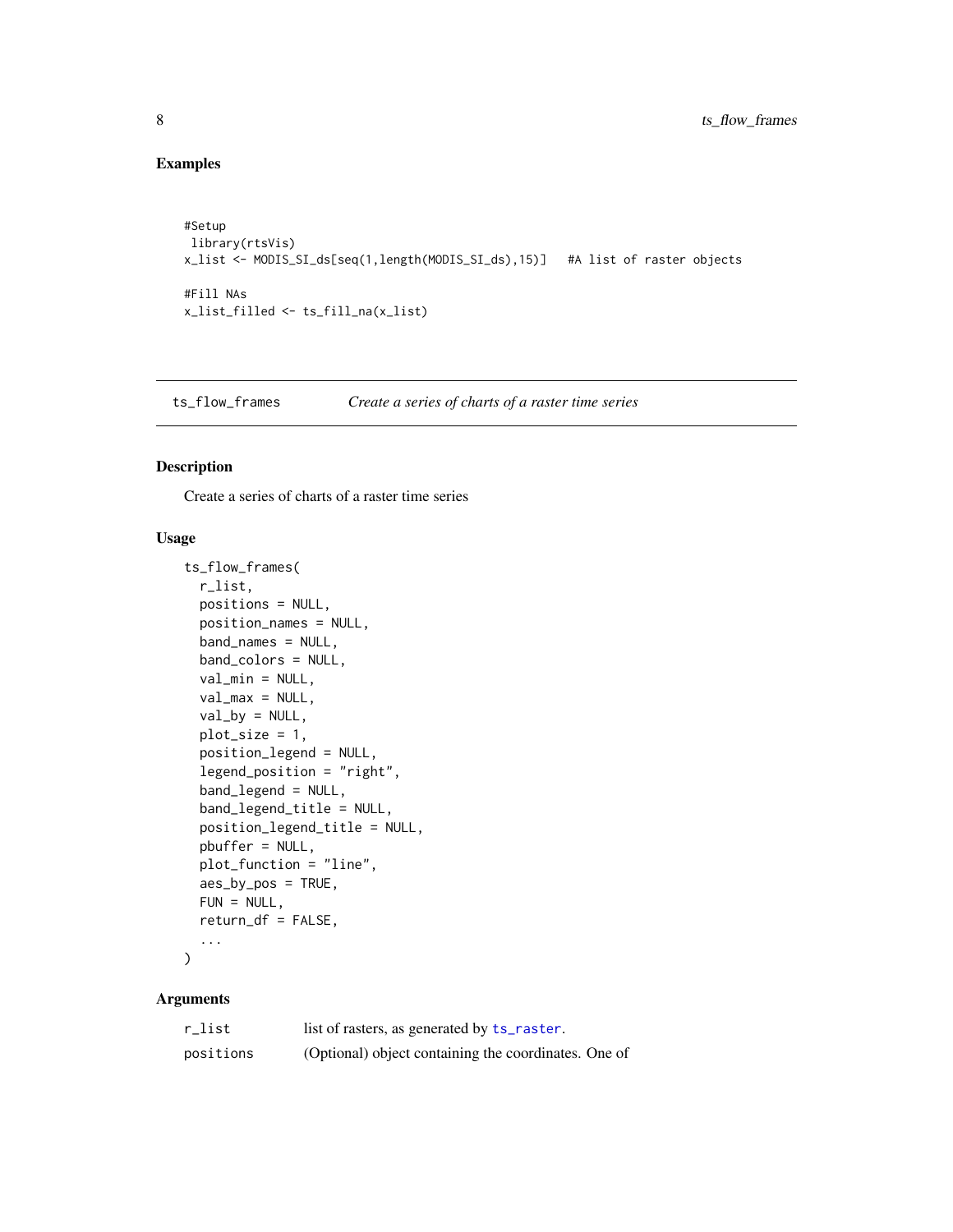## Examples

```
#Setup
 library(rtsVis)
x_list <- MODIS_SI_ds[seq(1,length(MODIS_SI_ds),15)]   #A list of raster objects

#Fill NAs
x_list_filled <- ts_fill_na(x_list)
```

---

ts_flow_frames  *Create a series of charts of a raster time series*

---

## Description

Create a series of charts of a raster time series

## Usage

```
ts_flow_frames(
  r_list,
  positions = NULL,
  position_names = NULL,
  band_names = NULL,
  band_colors = NULL,
  val_min = NULL,
  val_max = NULL,
  val_by = NULL,
  plot_size = 1,
  position_legend = NULL,
  legend_position = "right",
  band_legend = NULL,
  band_legend_title = NULL,
  position_legend_title = NULL,
  pbuffer = NULL,
  plot_function = "line",
  aes_by_pos = TRUE,
  FUN = NULL,
  return_df = FALSE,
  ...
)
```

## Arguments

| | |
|---|---|
| `r_list` | list of rasters, as generated by `ts_raster`. |
| `positions` | (Optional) object containing the coordinates. One of |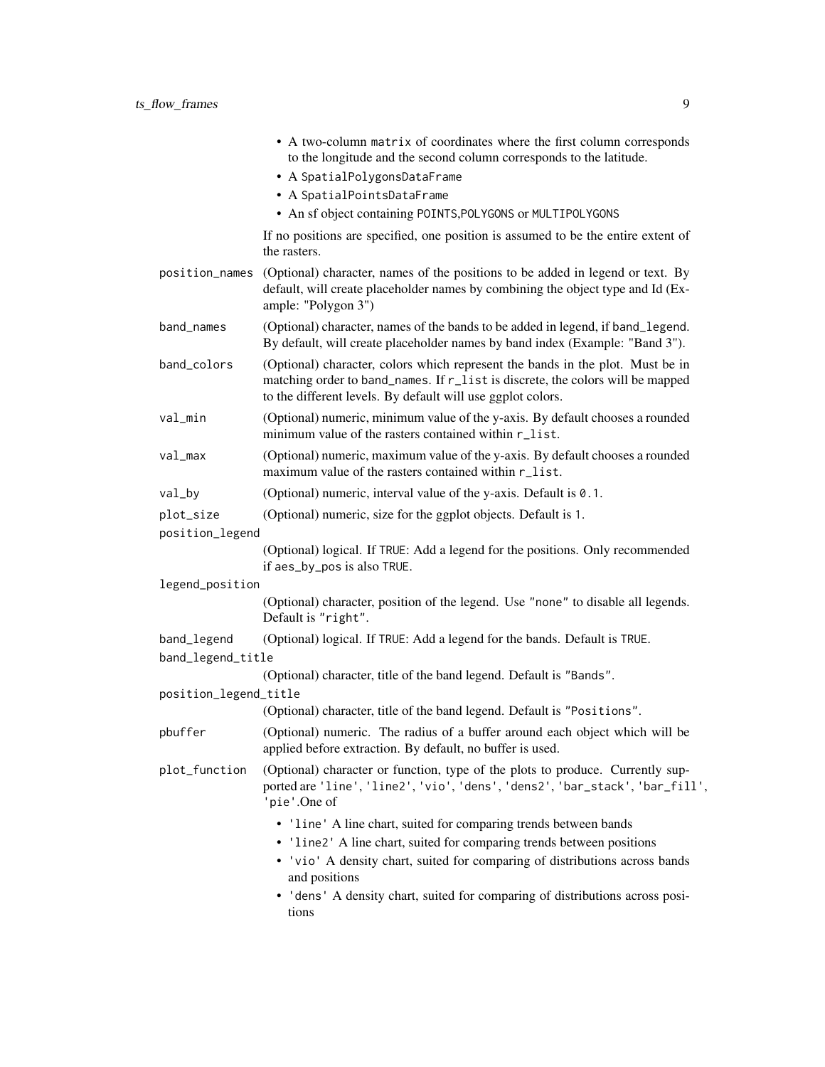- A two-column `matrix` of coordinates where the first column corresponds to the longitude and the second column corresponds to the latitude.
- A `SpatialPolygonsDataFrame`
- A `SpatialPointsDataFrame`
- An sf object containing `POINTS`,`POLYGONS` or `MULTIPOLYGONS`

If no positions are specified, one position is assumed to be the entire extent of the rasters.

`position_names` (Optional) character, names of the positions to be added in legend or text. By default, will create placeholder names by combining the object type and Id (Example: "Polygon 3")

`band_names` (Optional) character, names of the bands to be added in legend, if `band_legend`. By default, will create placeholder names by band index (Example: "Band 3").

`band_colors` (Optional) character, colors which represent the bands in the plot. Must be in matching order to `band_names`. If `r_list` is discrete, the colors will be mapped to the different levels. By default will use ggplot colors.

`val_min` (Optional) numeric, minimum value of the y-axis. By default chooses a rounded minimum value of the rasters contained within `r_list`.

`val_max` (Optional) numeric, maximum value of the y-axis. By default chooses a rounded maximum value of the rasters contained within `r_list`.

`val_by` (Optional) numeric, interval value of the y-axis. Default is `0.1`.

`plot_size` (Optional) numeric, size for the ggplot objects. Default is `1`.

`position_legend` (Optional) logical. If `TRUE`: Add a legend for the positions. Only recommended if `aes_by_pos` is also `TRUE`.

`legend_position` (Optional) character, position of the legend. Use `"none"` to disable all legends. Default is `"right"`.

`band_legend` (Optional) logical. If `TRUE`: Add a legend for the bands. Default is `TRUE`.

`band_legend_title` (Optional) character, title of the band legend. Default is `"Bands"`.

`position_legend_title` (Optional) character, title of the band legend. Default is `"Positions"`.

`pbuffer` (Optional) numeric. The radius of a buffer around each object which will be applied before extraction. By default, no buffer is used.

`plot_function` (Optional) character or function, type of the plots to produce. Currently supported are `'line'`, `'line2'`, `'vio'`, `'dens'`, `'dens2'`, `'bar_stack'`, `'bar_fill'`, `'pie'`.One of

- `'line'` A line chart, suited for comparing trends between bands
- `'line2'` A line chart, suited for comparing trends between positions
- `'vio'` A density chart, suited for comparing of distributions across bands and positions
- `'dens'` A density chart, suited for comparing of distributions across positions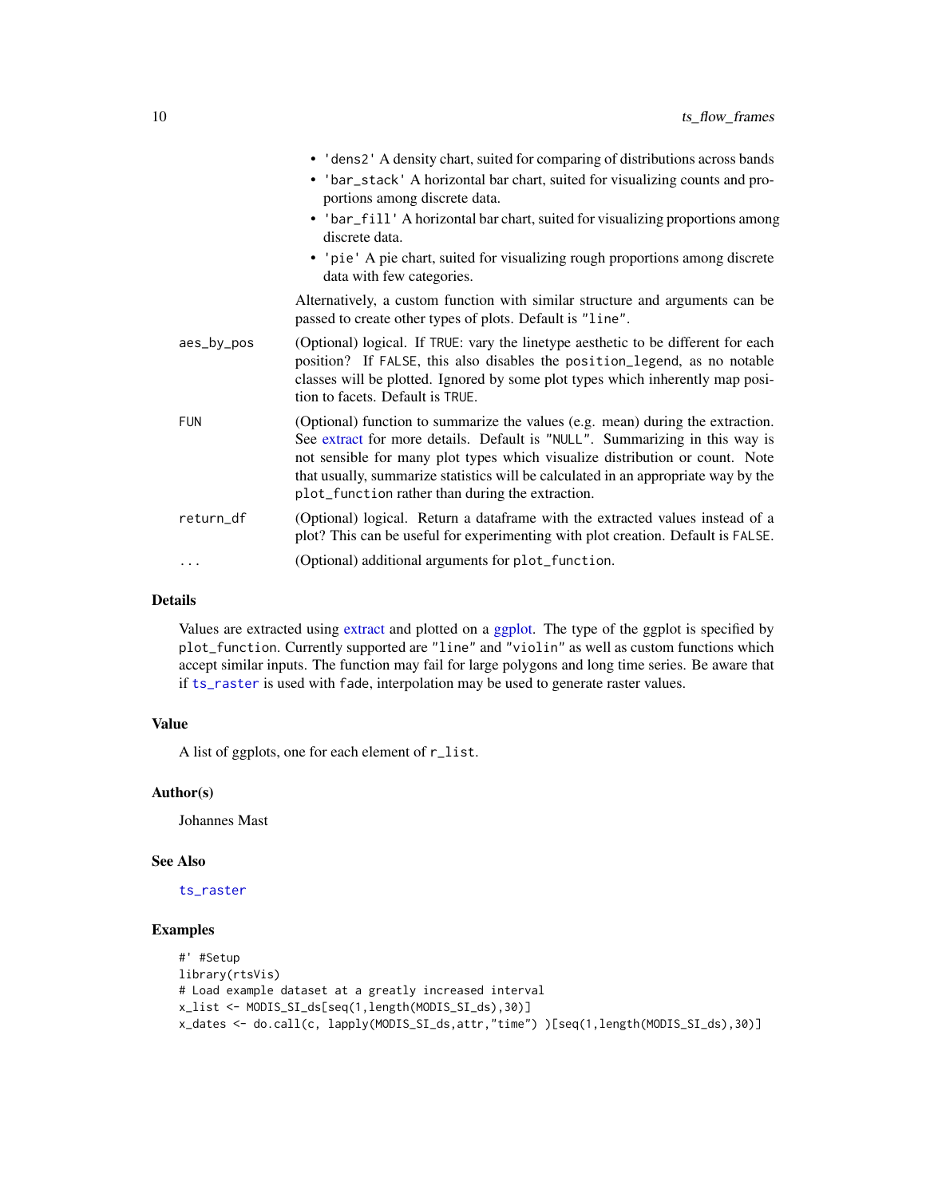- 'dens2' A density chart, suited for comparing of distributions across bands
- 'bar_stack' A horizontal bar chart, suited for visualizing counts and proportions among discrete data.
- 'bar_fill' A horizontal bar chart, suited for visualizing proportions among discrete data.
- 'pie' A pie chart, suited for visualizing rough proportions among discrete data with few categories.

Alternatively, a custom function with similar structure and arguments can be passed to create other types of plots. Default is "line".

| | |
|---|---|
| aes_by_pos | (Optional) logical. If TRUE: vary the linetype aesthetic to be different for each position? If FALSE, this also disables the position_legend, as no notable classes will be plotted. Ignored by some plot types which inherently map position to facets. Default is TRUE. |
| FUN | (Optional) function to summarize the values (e.g. mean) during the extraction. See extract for more details. Default is "NULL". Summarizing in this way is not sensible for many plot types which visualize distribution or count. Note that usually, summarize statistics will be calculated in an appropriate way by the plot_function rather than during the extraction. |
| return_df | (Optional) logical. Return a dataframe with the extracted values instead of a plot? This can be useful for experimenting with plot creation. Default is FALSE. |
| ... | (Optional) additional arguments for plot_function. |

## Details

Values are extracted using extract and plotted on a ggplot. The type of the ggplot is specified by plot_function. Currently supported are "line" and "violin" as well as custom functions which accept similar inputs. The function may fail for large polygons and long time series. Be aware that if ts_raster is used with fade, interpolation may be used to generate raster values.

## Value

A list of ggplots, one for each element of r_list.

## Author(s)

Johannes Mast

## See Also

ts_raster

## Examples

```
#' #Setup
library(rtsVis)
# Load example dataset at a greatly increased interval
x_list <- MODIS_SI_ds[seq(1,length(MODIS_SI_ds),30)]
x_dates <- do.call(c, lapply(MODIS_SI_ds,attr,"time") )[seq(1,length(MODIS_SI_ds),30)]
```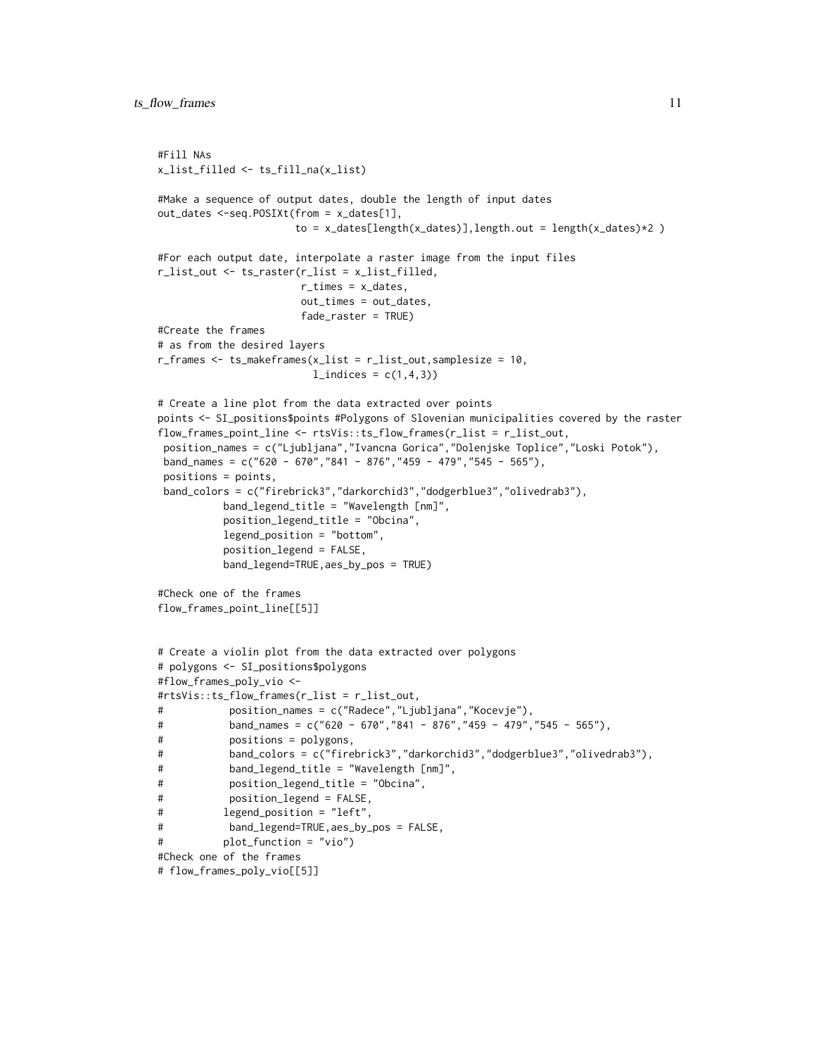```
#Fill NAs
x_list_filled <- ts_fill_na(x_list)

#Make a sequence of output dates, double the length of input dates
out_dates <-seq.POSIXt(from = x_dates[1],
                       to = x_dates[length(x_dates)],length.out = length(x_dates)*2 )

#For each output date, interpolate a raster image from the input files
r_list_out <- ts_raster(r_list = x_list_filled,
                        r_times = x_dates,
                        out_times = out_dates,
                        fade_raster = TRUE)
#Create the frames
# as from the desired layers
r_frames <- ts_makeframes(x_list = r_list_out,samplesize = 10,
                          l_indices = c(1,4,3))

# Create a line plot from the data extracted over points
points <- SI_positions$points #Polygons of Slovenian municipalities covered by the raster
flow_frames_point_line <- rtsVis::ts_flow_frames(r_list = r_list_out,
 position_names = c("Ljubljana","Ivancna Gorica","Dolenjske Toplice","Loski Potok"),
 band_names = c("620 - 670","841 - 876","459 - 479","545 - 565"),
 positions = points,
 band_colors = c("firebrick3","darkorchid3","dodgerblue3","olivedrab3"),
           band_legend_title = "Wavelength [nm]",
           position_legend_title = "Obcina",
           legend_position = "bottom",
           position_legend = FALSE,
           band_legend=TRUE,aes_by_pos = TRUE)

#Check one of the frames
flow_frames_point_line[[5]]


# Create a violin plot from the data extracted over polygons
# polygons <- SI_positions$polygons
#flow_frames_poly_vio <-
#rtsVis::ts_flow_frames(r_list = r_list_out,
#           position_names = c("Radece","Ljubljana","Kocevje"),
#           band_names = c("620 - 670","841 - 876","459 - 479","545 - 565"),
#           positions = polygons,
#           band_colors = c("firebrick3","darkorchid3","dodgerblue3","olivedrab3"),
#           band_legend_title = "Wavelength [nm]",
#           position_legend_title = "Obcina",
#           position_legend = FALSE,
#          legend_position = "left",
#           band_legend=TRUE,aes_by_pos = FALSE,
#          plot_function = "vio")
#Check one of the frames
# flow_frames_poly_vio[[5]]
```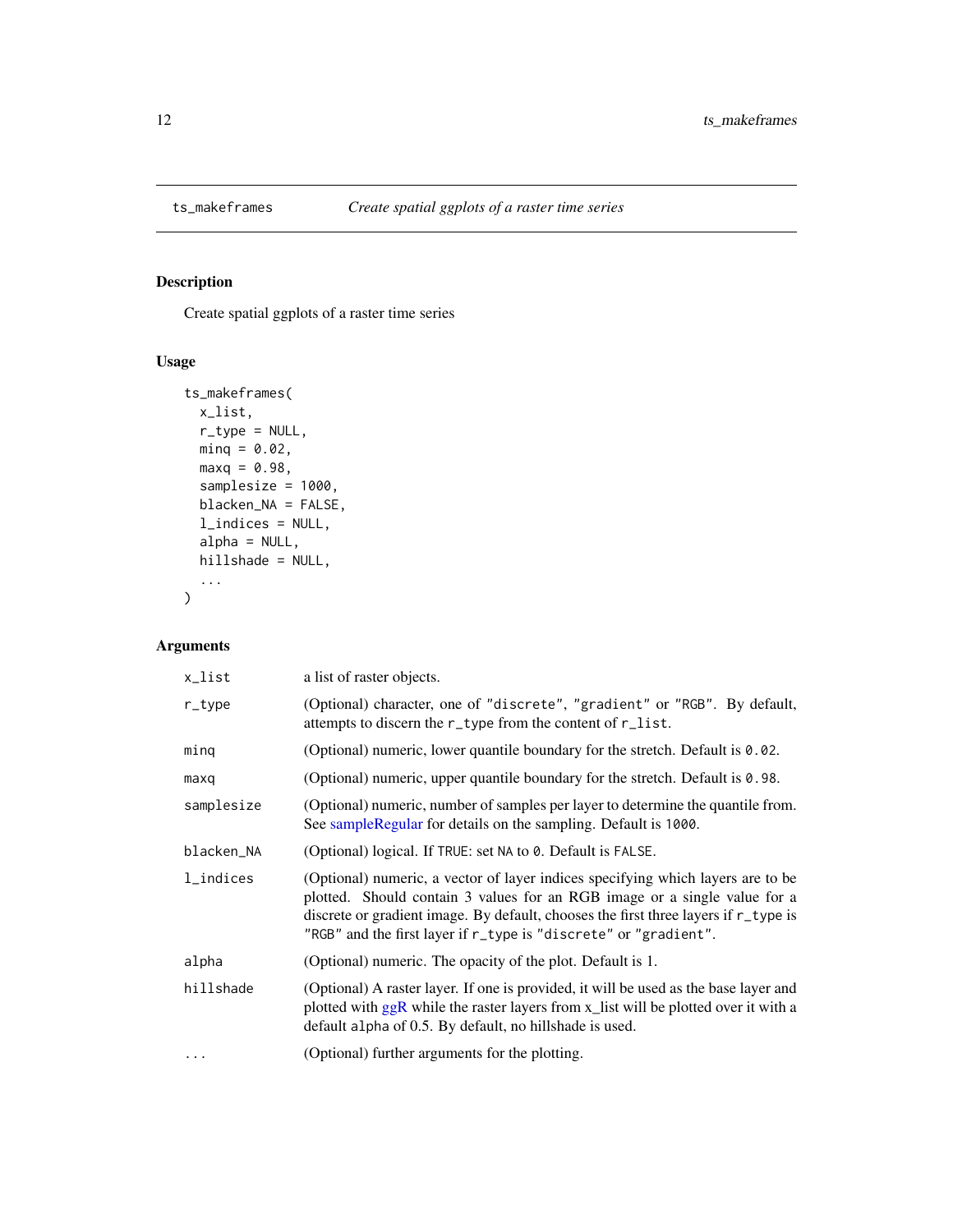ts_makeframes *Create spatial ggplots of a raster time series*

## Description

Create spatial ggplots of a raster time series

## Usage

```
ts_makeframes(
  x_list,
  r_type = NULL,
  minq = 0.02,
  maxq = 0.98,
  samplesize = 1000,
  blacken_NA = FALSE,
  l_indices = NULL,
  alpha = NULL,
  hillshade = NULL,
  ...
)
```

## Arguments

| | |
|---|---|
| `x_list` | a list of raster objects. |
| `r_type` | (Optional) character, one of `"discrete"`, `"gradient"` or `"RGB"`. By default, attempts to discern the `r_type` from the content of `r_list`. |
| `minq` | (Optional) numeric, lower quantile boundary for the stretch. Default is `0.02`. |
| `maxq` | (Optional) numeric, upper quantile boundary for the stretch. Default is `0.98`. |
| `samplesize` | (Optional) numeric, number of samples per layer to determine the quantile from. See sampleRegular for details on the sampling. Default is `1000`. |
| `blacken_NA` | (Optional) logical. If `TRUE`: set `NA` to `0`. Default is `FALSE`. |
| `l_indices` | (Optional) numeric, a vector of layer indices specifying which layers are to be plotted. Should contain 3 values for an RGB image or a single value for a discrete or gradient image. By default, chooses the first three layers if `r_type` is `"RGB"` and the first layer if `r_type` is `"discrete"` or `"gradient"`. |
| `alpha` | (Optional) numeric. The opacity of the plot. Default is 1. |
| `hillshade` | (Optional) A raster layer. If one is provided, it will be used as the base layer and plotted with ggR while the raster layers from x_list will be plotted over it with a default `alpha` of 0.5. By default, no hillshade is used. |
| `...` | (Optional) further arguments for the plotting. |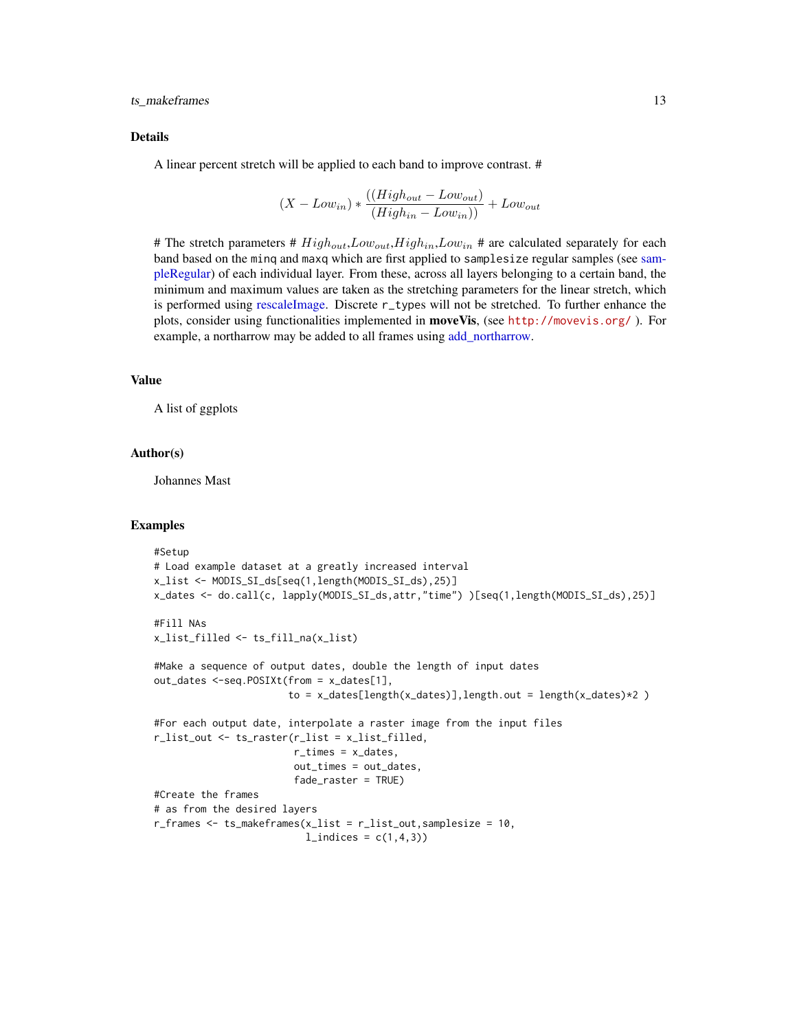## Details

A linear percent stretch will be applied to each band to improve contrast. #

$$(X - Low_{in}) * \frac{((High_{out} - Low_{out})}{(High_{in} - Low_{in}))} + Low_{out}$$

# The stretch parameters # $High_{out}$,$Low_{out}$,$High_{in}$,$Low_{in}$ # are calculated separately for each band based on the `minq` and `maxq` which are first applied to `samplesize` regular samples (see sampleRegular) of each individual layer. From these, across all layers belonging to a certain band, the minimum and maximum values are taken as the stretching parameters for the linear stretch, which is performed using rescaleImage. Discrete `r_types` will not be stretched. To further enhance the plots, consider using functionalities implemented in **moveVis**, (see `http://movevis.org/` ). For example, a northarrow may be added to all frames using add_northarrow.

## Value

A list of ggplots

## Author(s)

Johannes Mast

## Examples

```
#Setup
# Load example dataset at a greatly increased interval
x_list <- MODIS_SI_ds[seq(1,length(MODIS_SI_ds),25)]
x_dates <- do.call(c, lapply(MODIS_SI_ds,attr,"time") )[seq(1,length(MODIS_SI_ds),25)]

#Fill NAs
x_list_filled <- ts_fill_na(x_list)

#Make a sequence of output dates, double the length of input dates
out_dates <-seq.POSIXt(from = x_dates[1],
                       to = x_dates[length(x_dates)],length.out = length(x_dates)*2 )

#For each output date, interpolate a raster image from the input files
r_list_out <- ts_raster(r_list = x_list_filled,
                        r_times = x_dates,
                        out_times = out_dates,
                        fade_raster = TRUE)
#Create the frames
# as from the desired layers
r_frames <- ts_makeframes(x_list = r_list_out,samplesize = 10,
                          l_indices = c(1,4,3))
```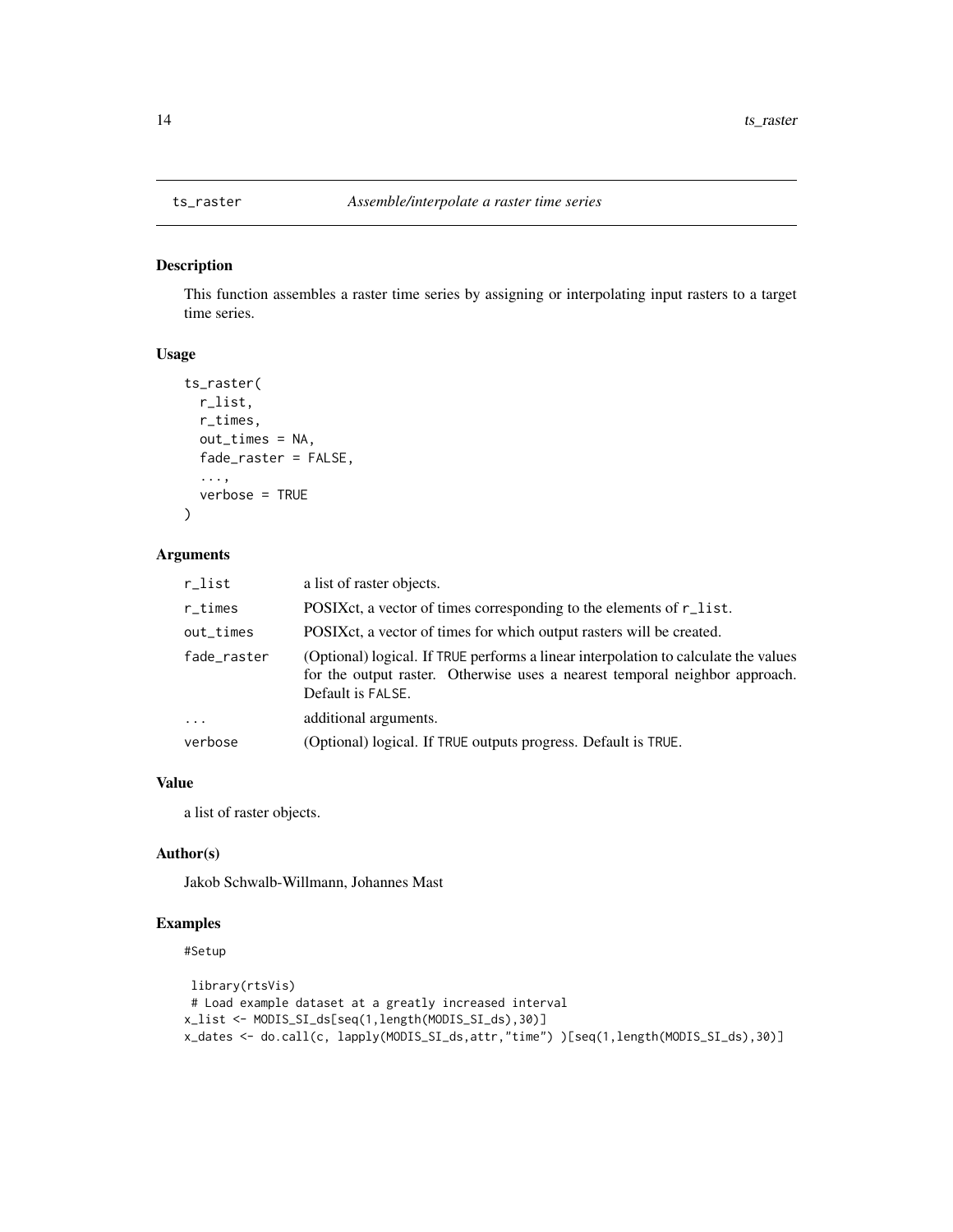## ts_raster — *Assemble/interpolate a raster time series*

### Description

This function assembles a raster time series by assigning or interpolating input rasters to a target time series.

### Usage

```
ts_raster(
  r_list,
  r_times,
  out_times = NA,
  fade_raster = FALSE,
  ...,
  verbose = TRUE
)
```

### Arguments

| | |
|---|---|
| r_list | a list of raster objects. |
| r_times | POSIXct, a vector of times corresponding to the elements of r_list. |
| out_times | POSIXct, a vector of times for which output rasters will be created. |
| fade_raster | (Optional) logical. If TRUE performs a linear interpolation to calculate the values for the output raster. Otherwise uses a nearest temporal neighbor approach. Default is FALSE. |
| ... | additional arguments. |
| verbose | (Optional) logical. If TRUE outputs progress. Default is TRUE. |

### Value

a list of raster objects.

### Author(s)

Jakob Schwalb-Willmann, Johannes Mast

### Examples

```
#Setup

 library(rtsVis)
 # Load example dataset at a greatly increased interval
x_list <- MODIS_SI_ds[seq(1,length(MODIS_SI_ds),30)]
x_dates <- do.call(c, lapply(MODIS_SI_ds,attr,"time") )[seq(1,length(MODIS_SI_ds),30)]
```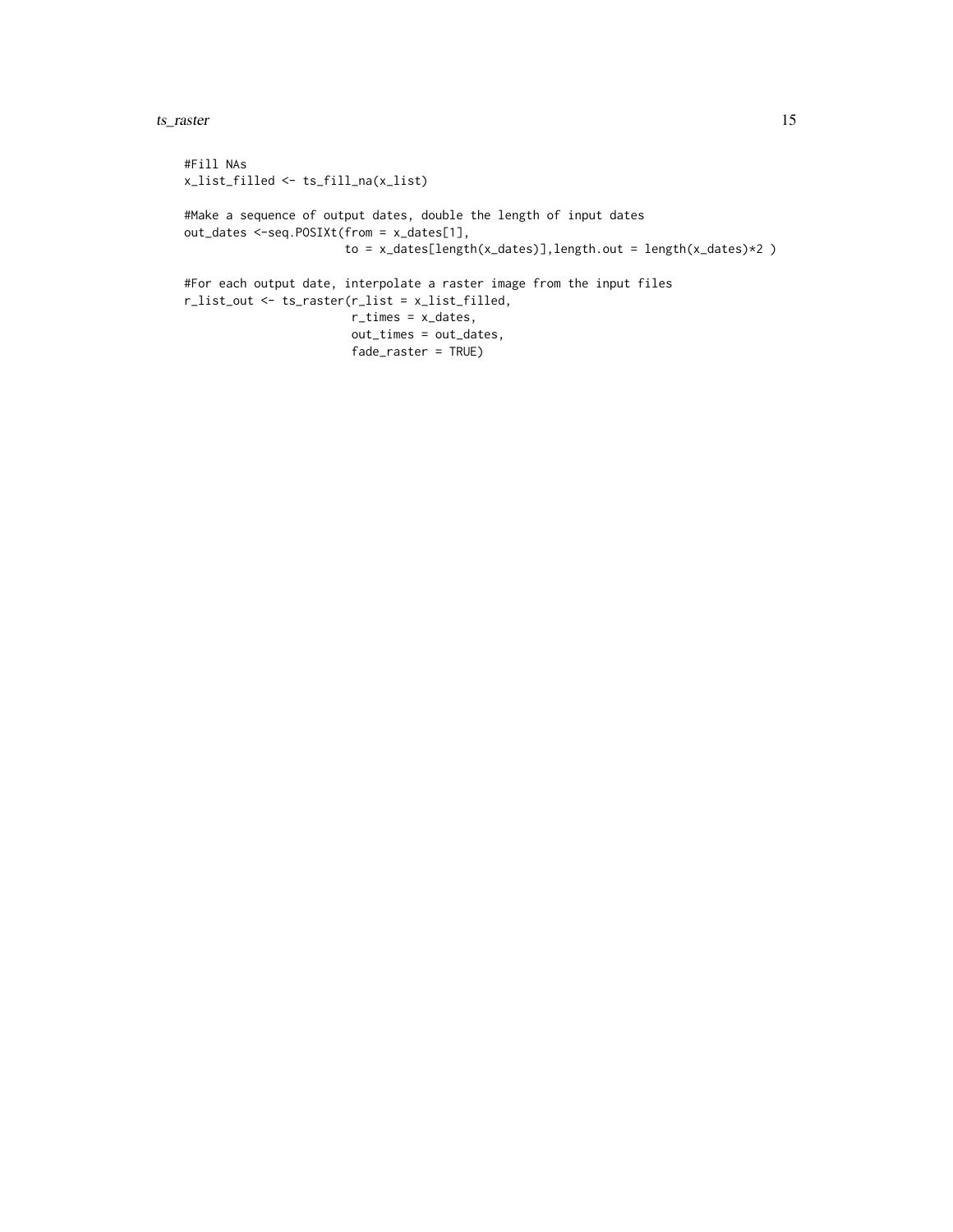```
#Fill NAs
x_list_filled <- ts_fill_na(x_list)

#Make a sequence of output dates, double the length of input dates
out_dates <-seq.POSIXt(from = x_dates[1],
                       to = x_dates[length(x_dates)],length.out = length(x_dates)*2 )

#For each output date, interpolate a raster image from the input files
r_list_out <- ts_raster(r_list = x_list_filled,
                        r_times = x_dates,
                        out_times = out_dates,
                        fade_raster = TRUE)
```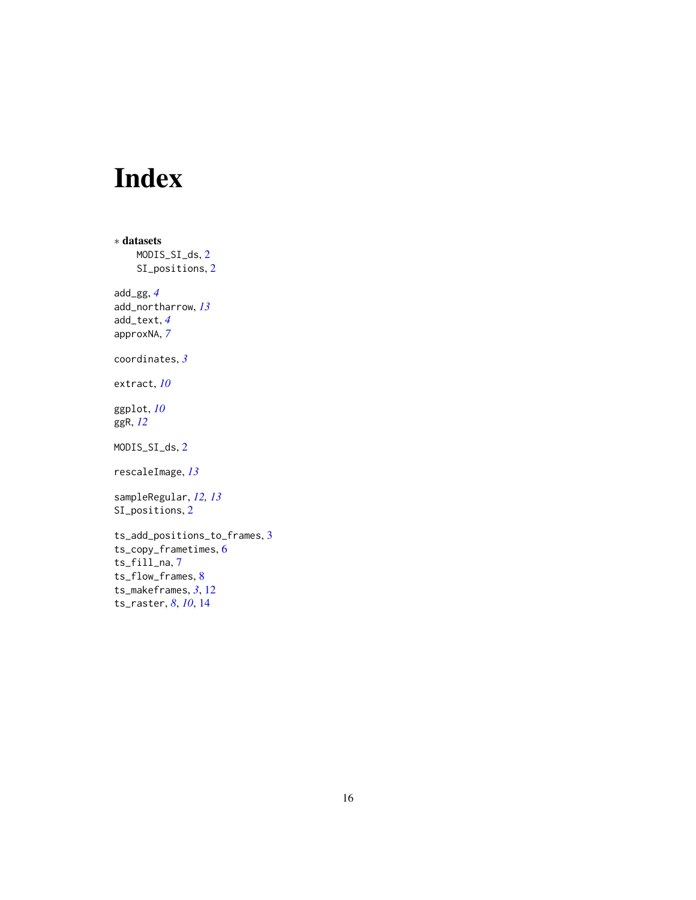# Index

∗ **datasets**
  MODIS_SI_ds, 2
  SI_positions, 2

add_gg, *4*
add_northarrow, *13*
add_text, *4*
approxNA, *7*

coordinates, *3*

extract, *10*

ggplot, *10*
ggR, *12*

MODIS_SI_ds, 2

rescaleImage, *13*

sampleRegular, *12, 13*
SI_positions, 2

ts_add_positions_to_frames, 3
ts_copy_frametimes, 6
ts_fill_na, 7
ts_flow_frames, 8
ts_makeframes, *3*, 12
ts_raster, *8*, *10*, 14